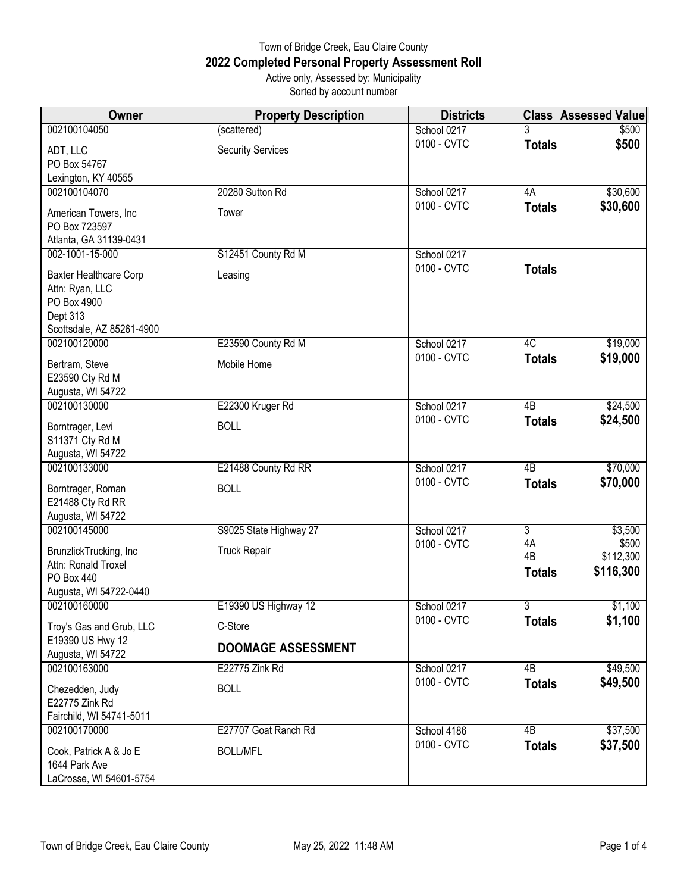Town of Bridge Creek, Eau Claire County

# 2022 Completed Personal Property Assessment Roll

Active only, Assessed by: Municipality
Sorted by account number

| Owner | Property Description | Districts | Class | Assessed Value |
|---|---|---|---|---|
| 002100104050<br>ADT, LLC<br>PO Box 54767<br>Lexington, KY 40555 | (scattered)<br>Security Services | School 0217<br>0100 - CVTC | 3<br>**Totals** | $500<br>**$500** |
| 002100104070<br>American Towers, Inc<br>PO Box 723597<br>Atlanta, GA 31139-0431 | 20280 Sutton Rd<br>Tower | School 0217<br>0100 - CVTC | 4A<br>**Totals** | $30,600<br>**$30,600** |
| 002-1001-15-000<br>Baxter Healthcare Corp<br>Attn: Ryan, LLC<br>PO Box 4900<br>Dept 313<br>Scottsdale, AZ 85261-4900 | S12451 County Rd M<br>Leasing | School 0217<br>0100 - CVTC | **Totals** | |
| 002100120000<br>Bertram, Steve<br>E23590 Cty Rd M<br>Augusta, WI 54722 | E23590 County Rd M<br>Mobile Home | School 0217<br>0100 - CVTC | 4C<br>**Totals** | $19,000<br>**$19,000** |
| 002100130000<br>Borntrager, Levi<br>S11371 Cty Rd M<br>Augusta, WI 54722 | E22300 Kruger Rd<br>BOLL | School 0217<br>0100 - CVTC | 4B<br>**Totals** | $24,500<br>**$24,500** |
| 002100133000<br>Borntrager, Roman<br>E21488 Cty Rd RR<br>Augusta, WI 54722 | E21488 County Rd RR<br>BOLL | School 0217<br>0100 - CVTC | 4B<br>**Totals** | $70,000<br>**$70,000** |
| 002100145000<br>BrunzlickTrucking, Inc<br>Attn: Ronald Troxel<br>PO Box 440<br>Augusta, WI 54722-0440 | S9025 State Highway 27<br>Truck Repair | School 0217<br>0100 - CVTC | 3<br>4A<br>4B<br>**Totals** | $3,500<br>$500<br>$112,300<br>**$116,300** |
| 002100160000<br>Troy's Gas and Grub, LLC<br>E19390 US Hwy 12<br>Augusta, WI 54722 | E19390 US Highway 12<br>C-Store<br>**DOOMAGE ASSESSMENT** | School 0217<br>0100 - CVTC | 3<br>**Totals** | $1,100<br>**$1,100** |
| 002100163000<br>Chezedden, Judy<br>E22775 Zink Rd<br>Fairchild, WI 54741-5011 | E22775 Zink Rd<br>BOLL | School 0217<br>0100 - CVTC | 4B<br>**Totals** | $49,500<br>**$49,500** |
| 002100170000<br>Cook, Patrick A & Jo E<br>1644 Park Ave<br>LaCrosse, WI 54601-5754 | E27707 Goat Ranch Rd<br>BOLL/MFL | School 4186<br>0100 - CVTC | 4B<br>**Totals** | $37,500<br>**$37,500** |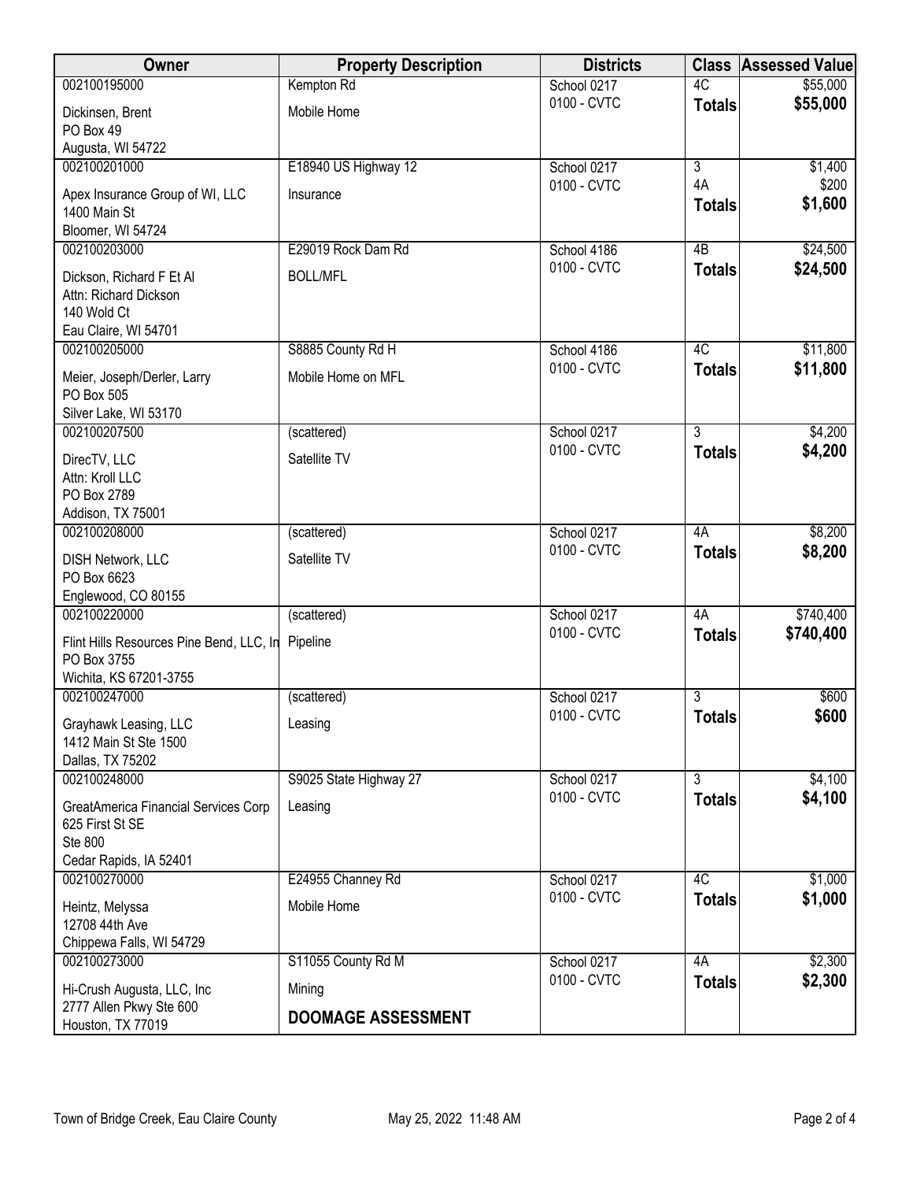| Owner | Property Description | Districts | Class | Assessed Value |
|---|---|---|---|---|
| 002100195000<br>Dickinsen, Brent<br>PO Box 49<br>Augusta, WI 54722 | Kempton Rd<br>Mobile Home | School 0217<br>0100 - CVTC | 4C<br>**Totals** | $55,000<br>**$55,000** |
| 002100201000<br>Apex Insurance Group of WI, LLC<br>1400 Main St<br>Bloomer, WI 54724 | E18940 US Highway 12<br>Insurance | School 0217<br>0100 - CVTC | 3<br>4A<br>**Totals** | $1,400<br>$200<br>**$1,600** |
| 002100203000<br>Dickson, Richard F Et Al<br>Attn: Richard Dickson<br>140 Wold Ct<br>Eau Claire, WI 54701 | E29019 Rock Dam Rd<br>BOLL/MFL | School 4186<br>0100 - CVTC | 4B<br>**Totals** | $24,500<br>**$24,500** |
| 002100205000<br>Meier, Joseph/Derler, Larry<br>PO Box 505<br>Silver Lake, WI 53170 | S8885 County Rd H<br>Mobile Home on MFL | School 4186<br>0100 - CVTC | 4C<br>**Totals** | $11,800<br>**$11,800** |
| 002100207500<br>DirecTV, LLC<br>Attn: Kroll LLC<br>PO Box 2789<br>Addison, TX 75001 | (scattered)<br>Satellite TV | School 0217<br>0100 - CVTC | 3<br>**Totals** | $4,200<br>**$4,200** |
| 002100208000<br>DISH Network, LLC<br>PO Box 6623<br>Englewood, CO 80155 | (scattered)<br>Satellite TV | School 0217<br>0100 - CVTC | 4A<br>**Totals** | $8,200<br>**$8,200** |
| 002100220000<br>Flint Hills Resources Pine Bend, LLC, In<br>PO Box 3755<br>Wichita, KS 67201-3755 | (scattered)<br>Pipeline | School 0217<br>0100 - CVTC | 4A<br>**Totals** | $740,400<br>**$740,400** |
| 002100247000<br>Grayhawk Leasing, LLC<br>1412 Main St Ste 1500<br>Dallas, TX 75202 | (scattered)<br>Leasing | School 0217<br>0100 - CVTC | 3<br>**Totals** | $600<br>**$600** |
| 002100248000<br>GreatAmerica Financial Services Corp<br>625 First St SE<br>Ste 800<br>Cedar Rapids, IA 52401 | S9025 State Highway 27<br>Leasing | School 0217<br>0100 - CVTC | 3<br>**Totals** | $4,100<br>**$4,100** |
| 002100270000<br>Heintz, Melyssa<br>12708 44th Ave<br>Chippewa Falls, WI 54729 | E24955 Channey Rd<br>Mobile Home | School 0217<br>0100 - CVTC | 4C<br>**Totals** | $1,000<br>**$1,000** |
| 002100273000<br>Hi-Crush Augusta, LLC, Inc<br>2777 Allen Pkwy Ste 600<br>Houston, TX 77019 | S11055 County Rd M<br>Mining<br>**DOOMAGE ASSESSMENT** | School 0217<br>0100 - CVTC | 4A<br>**Totals** | $2,300<br>**$2,300** |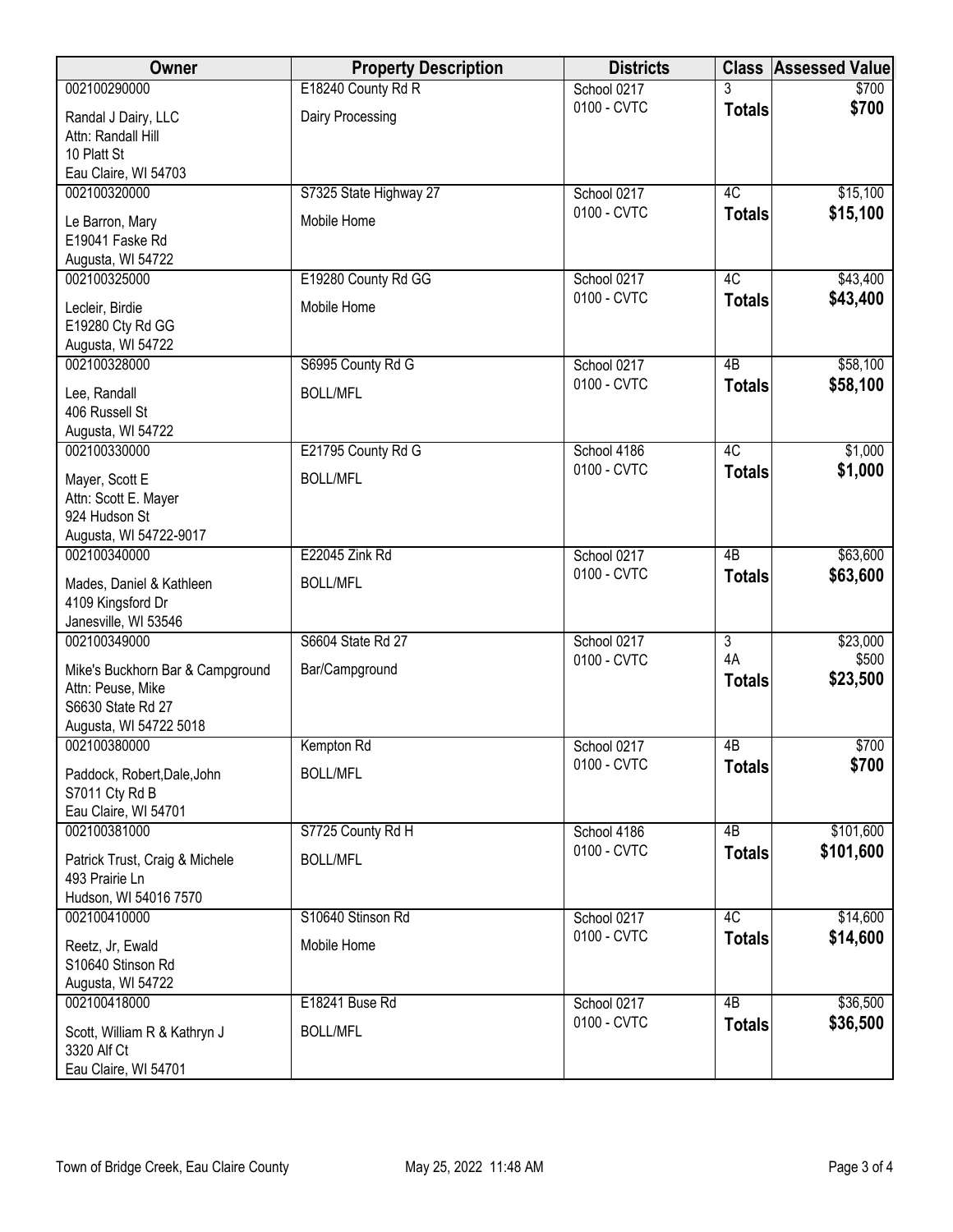| Owner | Property Description | Districts | Class | Assessed Value |
|---|---|---|---|---|
| 002100290000<br>Randal J Dairy, LLC<br>Attn: Randall Hill<br>10 Platt St<br>Eau Claire, WI 54703 | E18240 County Rd R<br>Dairy Processing | School 0217<br>0100 - CVTC | 3<br>**Totals** | $700<br>**$700** |
| 002100320000<br>Le Barron, Mary<br>E19041 Faske Rd<br>Augusta, WI 54722 | S7325 State Highway 27<br>Mobile Home | School 0217<br>0100 - CVTC | 4C<br>**Totals** | $15,100<br>**$15,100** |
| 002100325000<br>Lecleir, Birdie<br>E19280 Cty Rd GG<br>Augusta, WI 54722 | E19280 County Rd GG<br>Mobile Home | School 0217<br>0100 - CVTC | 4C<br>**Totals** | $43,400<br>**$43,400** |
| 002100328000<br>Lee, Randall<br>406 Russell St<br>Augusta, WI 54722 | S6995 County Rd G<br>BOLL/MFL | School 0217<br>0100 - CVTC | 4B<br>**Totals** | $58,100<br>**$58,100** |
| 002100330000<br>Mayer, Scott E<br>Attn: Scott E. Mayer<br>924 Hudson St<br>Augusta, WI 54722-9017 | E21795 County Rd G<br>BOLL/MFL | School 4186<br>0100 - CVTC | 4C<br>**Totals** | $1,000<br>**$1,000** |
| 002100340000<br>Mades, Daniel & Kathleen<br>4109 Kingsford Dr<br>Janesville, WI 53546 | E22045 Zink Rd<br>BOLL/MFL | School 0217<br>0100 - CVTC | 4B<br>**Totals** | $63,600<br>**$63,600** |
| 002100349000<br>Mike's Buckhorn Bar & Campground<br>Attn: Peuse, Mike<br>S6630 State Rd 27<br>Augusta, WI 54722 5018 | S6604 State Rd 27<br>Bar/Campground | School 0217<br>0100 - CVTC | 3<br>4A<br>**Totals** | $23,000<br>$500<br>**$23,500** |
| 002100380000<br>Paddock, Robert,Dale,John<br>S7011 Cty Rd B<br>Eau Claire, WI 54701 | Kempton Rd<br>BOLL/MFL | School 0217<br>0100 - CVTC | 4B<br>**Totals** | $700<br>**$700** |
| 002100381000<br>Patrick Trust, Craig & Michele<br>493 Prairie Ln<br>Hudson, WI 54016 7570 | S7725 County Rd H<br>BOLL/MFL | School 4186<br>0100 - CVTC | 4B<br>**Totals** | $101,600<br>**$101,600** |
| 002100410000<br>Reetz, Jr, Ewald<br>S10640 Stinson Rd<br>Augusta, WI 54722 | S10640 Stinson Rd<br>Mobile Home | School 0217<br>0100 - CVTC | 4C<br>**Totals** | $14,600<br>**$14,600** |
| 002100418000<br>Scott, William R & Kathryn J<br>3320 Alf Ct<br>Eau Claire, WI 54701 | E18241 Buse Rd<br>BOLL/MFL | School 0217<br>0100 - CVTC | 4B<br>**Totals** | $36,500<br>**$36,500** |

Town of Bridge Creek, Eau Claire County    May 25, 2022 11:48 AM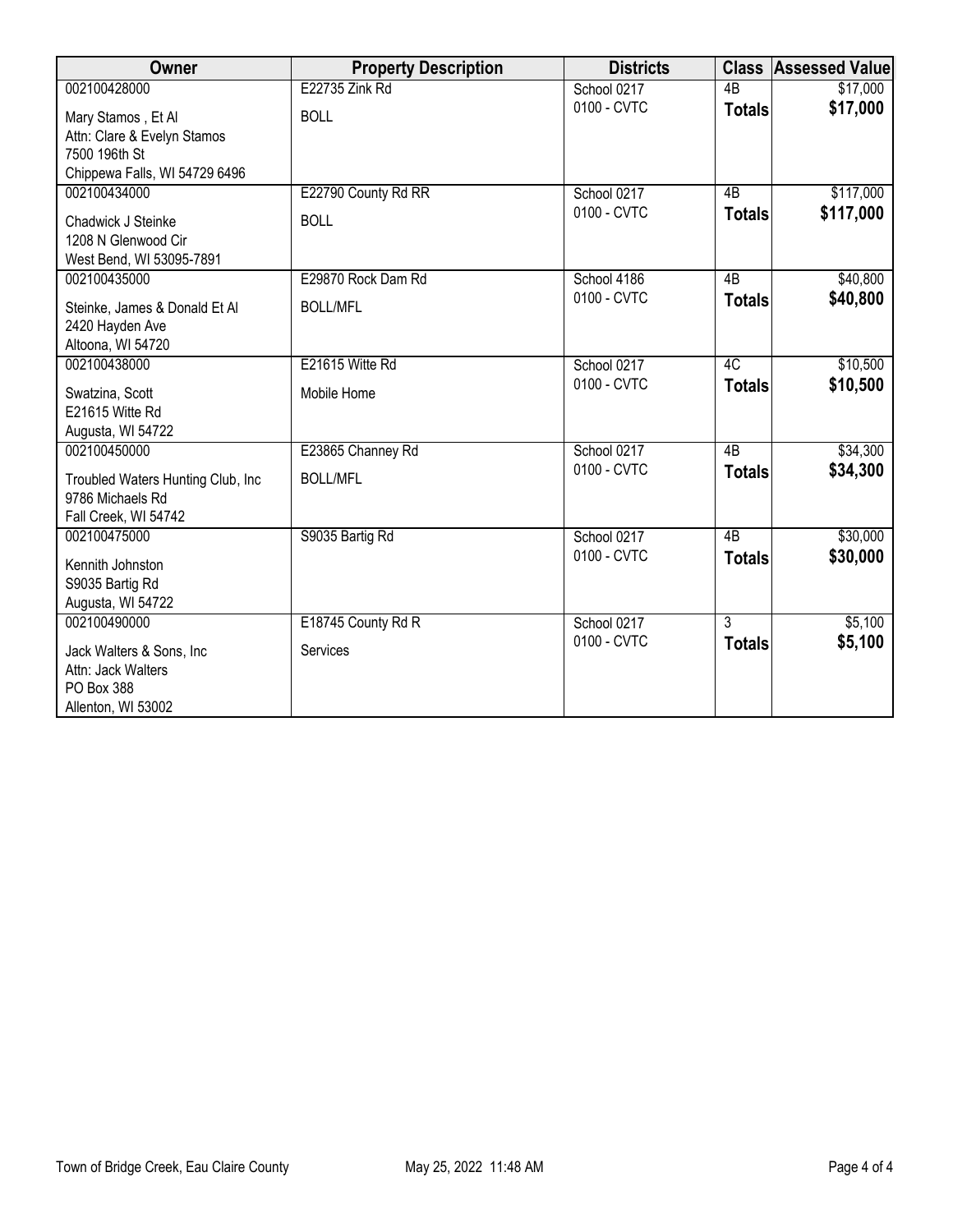| Owner | Property Description | Districts | Class | Assessed Value |
|---|---|---|---|---|
| 002100428000<br>Mary Stamos , Et Al<br>Attn: Clare & Evelyn Stamos<br>7500 196th St<br>Chippewa Falls, WI 54729 6496 | E22735 Zink Rd<br>BOLL | School 0217<br>0100 - CVTC | 4B<br>**Totals** | $17,000<br>**$17,000** |
| 002100434000<br>Chadwick J Steinke<br>1208 N Glenwood Cir<br>West Bend, WI 53095-7891 | E22790 County Rd RR<br>BOLL | School 0217<br>0100 - CVTC | 4B<br>**Totals** | $117,000<br>**$117,000** |
| 002100435000<br>Steinke, James & Donald Et Al<br>2420 Hayden Ave<br>Altoona, WI 54720 | E29870 Rock Dam Rd<br>BOLL/MFL | School 4186<br>0100 - CVTC | 4B<br>**Totals** | $40,800<br>**$40,800** |
| 002100438000<br>Swatzina, Scott<br>E21615 Witte Rd<br>Augusta, WI 54722 | E21615 Witte Rd<br>Mobile Home | School 0217<br>0100 - CVTC | 4C<br>**Totals** | $10,500<br>**$10,500** |
| 002100450000<br>Troubled Waters Hunting Club, Inc<br>9786 Michaels Rd<br>Fall Creek, WI 54742 | E23865 Channey Rd<br>BOLL/MFL | School 0217<br>0100 - CVTC | 4B<br>**Totals** | $34,300<br>**$34,300** |
| 002100475000<br>Kennith Johnston<br>S9035 Bartig Rd<br>Augusta, WI 54722 | S9035 Bartig Rd | School 0217<br>0100 - CVTC | 4B<br>**Totals** | $30,000<br>**$30,000** |
| 002100490000<br>Jack Walters & Sons, Inc<br>Attn: Jack Walters<br>PO Box 388<br>Allenton, WI 53002 | E18745 County Rd R<br>Services | School 0217<br>0100 - CVTC | 3<br>**Totals** | $5,100<br>**$5,100** |